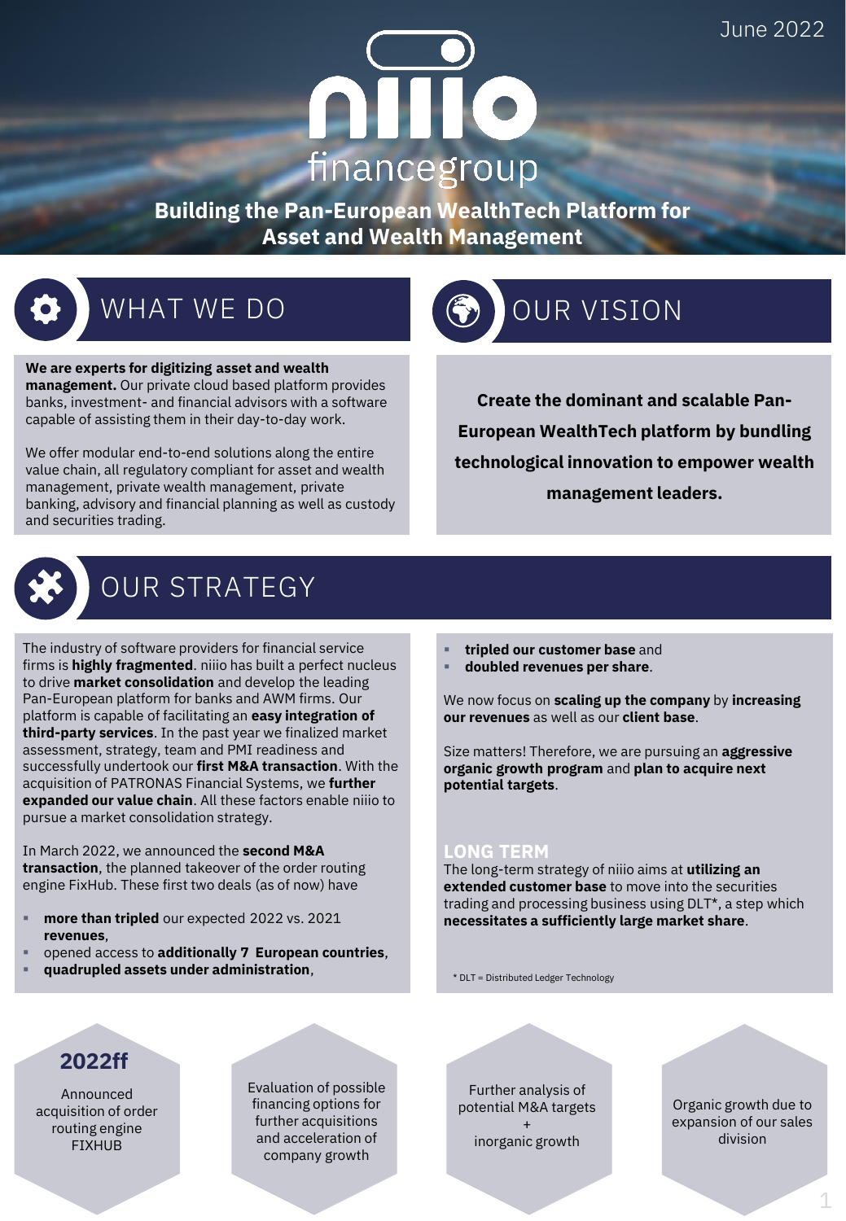June 2022

# niiio financegroup

**Building the Pan-European WealthTech Platform for Asset and Wealth Management**

## WHAT WE DO

**We are experts for digitizing asset and wealth management.** Our private cloud based platform provides banks, investment- and financial advisors with a software capable of assisting them in their day-to-day work.

We offer modular end-to-end solutions along the entire value chain, all regulatory compliant for asset and wealth management, private wealth management, private banking, advisory and financial planning as well as custody and securities trading.

## OUR VISION

**Create the dominant and scalable Pan-European WealthTech platform by bundling technological innovation to empower wealth management leaders.**

## OUR STRATEGY

The industry of software providers for financial service firms is **highly fragmented**. niiio has built a perfect nucleus to drive **market consolidation** and develop the leading Pan-European platform for banks and AWM firms. Our platform is capable of facilitating an **easy integration of third-party services**. In the past year we finalized market assessment, strategy, team and PMI readiness and successfully undertook our **first M&A transaction**. With the acquisition of PATRONAS Financial Systems, we **further expanded our value chain**. All these factors enable niiio to pursue a market consolidation strategy.

In March 2022, we announced the **second M&A transaction**, the planned takeover of the order routing engine FixHub. These first two deals (as of now) have

- **more than tripled** our expected 2022 vs. 2021 **revenues**,
- opened access to **additionally 7 European countries**,
- **quadrupled assets under administration**,
- **tripled our customer base** and
- **doubled revenues per share**.

We now focus on **scaling up the company** by **increasing our revenues** as well as our **client base**.

Size matters! Therefore, we are pursuing an **aggressive organic growth program** and **plan to acquire next potential targets**.

### LONG TERM

The long-term strategy of niiio aims at **utilizing an extended customer base** to move into the securities trading and processing business using DLT*, a step which **necessitates a sufficiently large market share**.

\* DLT = Distributed Ledger Technology

### 2022ff

- Announced acquisition of order routing engine FIXHUB
- Evaluation of possible financing options for further acquisitions and acceleration of company growth
- Further analysis of potential M&A targets + inorganic growth
- Organic growth due to expansion of our sales division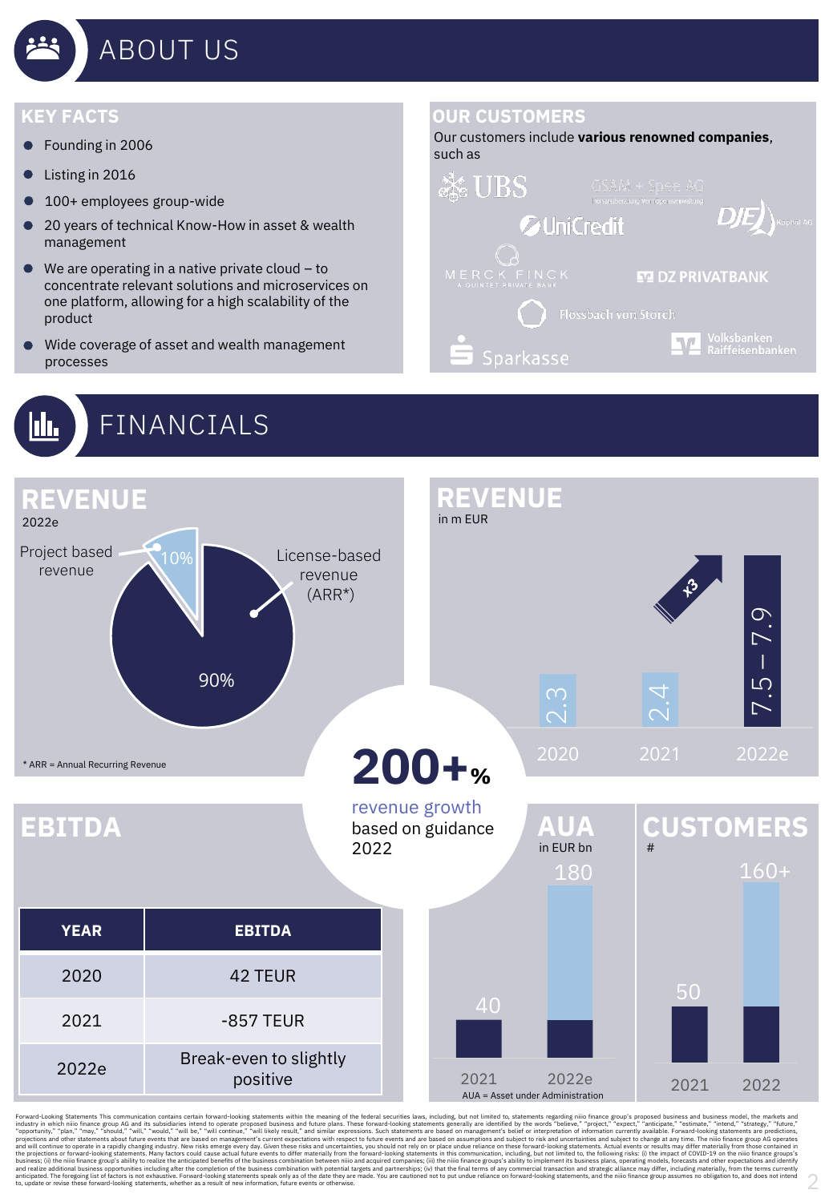# ABOUT US

## KEY FACTS

- Founding in 2006
- Listing in 2016
- 100+ employees group-wide
- 20 years of technical Know-How in asset & wealth management
- We are operating in a native private cloud – to concentrate relevant solutions and microservices on one platform, allowing for a high scalability of the product
- Wide coverage of asset and wealth management processes

## OUR CUSTOMERS

Our customers include **various renowned companies**, such as

UBS
GSAM + Spee AG
UniCredit
DJE Kapital AG
MERCK FINCK A QUINTET PRIVATE BANK
DZ PRIVATBANK
Flossbach von Storch
Sparkasse
Volksbanken Raiffeisenbanken

# FINANCIALS

## REVENUE

2022e

Project based revenue
10%
License-based revenue (ARR*)
90%

* ARR = Annual Recurring Revenue

## REVENUE

in m EUR

2.3
2.4
x3
7.5 – 7.9
2020
2021
2022e

**200+%**

revenue growth based on guidance 2022

## EBITDA

| YEAR | EBITDA |
|---|---|
| 2020 | 42 TEUR |
| 2021 | -857 TEUR |
| 2022e | Break-even to slightly positive |

## AUA

in EUR bn

40
180
2021
2022e

AUA = Asset under Administration

## CUSTOMERS

#

50
160+
2021
2022

Forward-Looking Statements This communication contains certain forward-looking statements within the meaning of the federal securities laws, including, but not limited to, statements regarding niiio finance group's proposed business and business model, the markets and industry in which niiio finance group AG and its subsidiaries intend to operate proposed business and future plans. These forward-looking statements generally are identified by the words "believe," "project," "expect," "anticipate," "estimate," "intend," "strategy," "future," "opportunity," "plan," "may," "should," "will," "would," "will be," "will continue," "will likely result," and similar expressions. Such statements are based on management's belief or interpretation of information currently available. Forward-looking statements are predictions, projections and other statements about future events that are based on management's current expectations with respect to future events and are based on assumptions and subject to risk and uncertainties and subject to change at any time. The niiio finance group AG operates and will continue to operate in a rapidly changing industry. New risks emerge every day. Given these risks and uncertainties, you should not rely on or place undue reliance on these forward-looking statements. Actual events or results may differ materially from those contained in the projections or forward-looking statements. Many factors could cause actual future events to differ materially from the forward-looking statements in this communication, including, but not limited to, the following risks: (i) the impact of COVID-19 on the niiio finance group's business; (ii) the niiio finance group's ability to realize the anticipated benefits of the business combination between niiio and acquired companies; (iii) the niiio finance groups's ability to implement its business plans, operating models, forecasts and other expectations and identify and realize additional business opportunities including after the completion of the business combination with potential targets and partnerships; (iv) that the final terms of any commercial transaction and strategic alliance may differ, including materially, from the terms currently anticipated. The foregoing list of factors is not exhaustive. Forward-looking statements speak only as of the date they are made. You are cautioned not to put undue reliance on forward-looking statements, and the niiio finance group assumes no obligation to, and does not intend to, update or revise these forward-looking statements, whether as a result of new information, future events or otherwise.